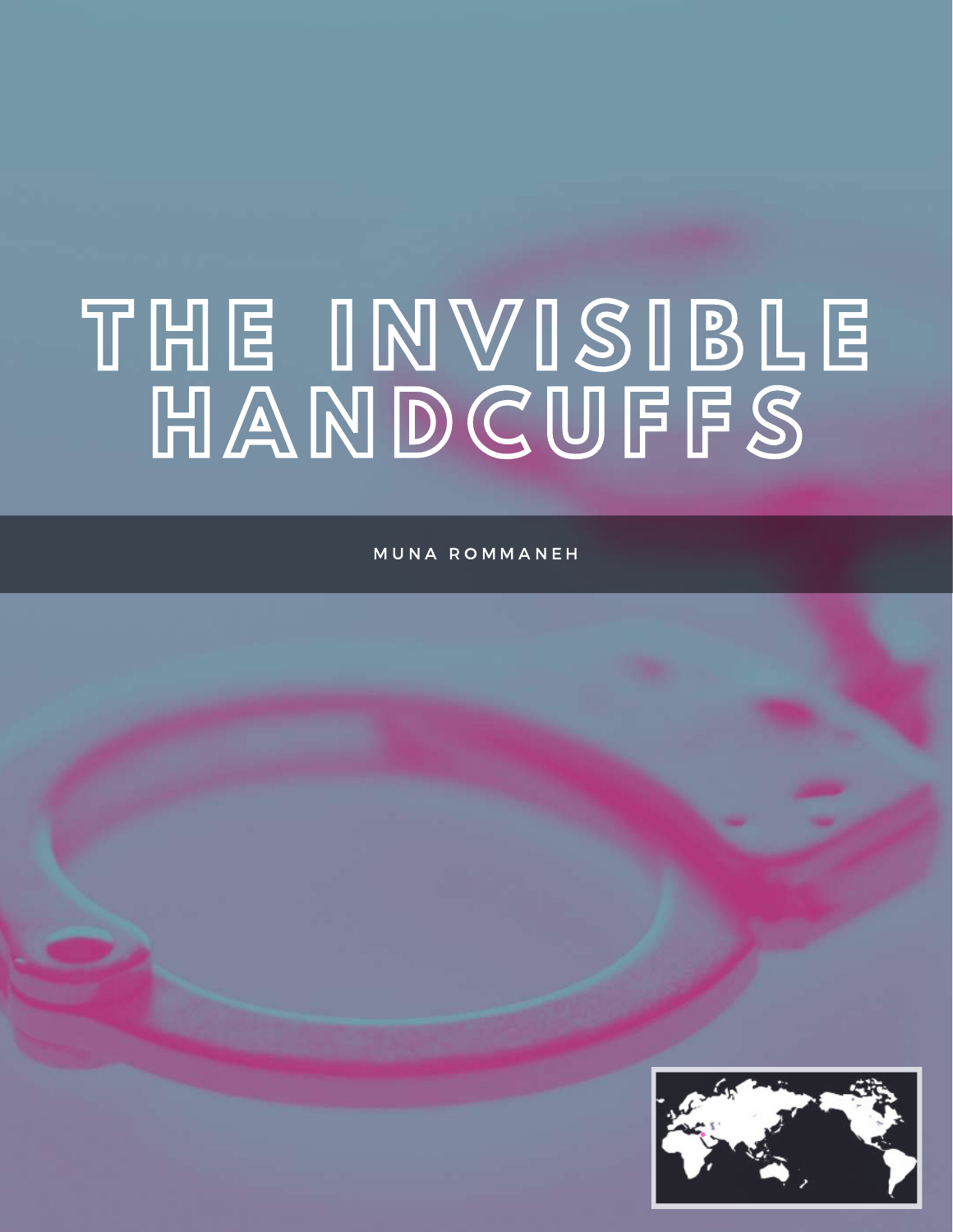# THE INVISIBLE HANDCUFFS

MUNA ROMMANEH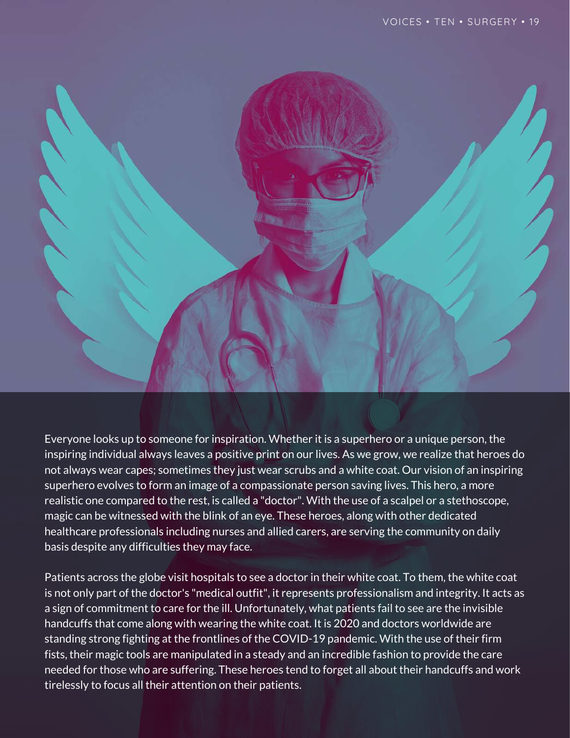Everyone looks up to someone for inspiration. Whether it is a superhero or a unique person, the inspiring individual always leaves a positive print on our lives. As we grow, we realize that heroes do not always wear capes; sometimes they just wear scrubs and a white coat. Our vision of an inspiring superhero evolves to form an image of a compassionate person saving lives. This hero, a more realistic one compared to the rest, is called a "doctor". With the use of a scalpel or a stethoscope, magic can be witnessed with the blink of an eye. These heroes, along with other dedicated healthcare professionals including nurses and allied carers, are serving the community on daily basis despite any difficulties they may face.

Patients across the globe visit hospitals to see a doctor in their white coat. To them, the white coat is not only part of the doctor's "medical outfit", it represents professionalism and integrity. It acts as a sign of commitment to care for the ill. Unfortunately, what patients fail to see are the invisible handcuffs that come along with wearing the white coat. It is 2020 and doctors worldwide are standing strong fighting at the frontlines of the COVID-19 pandemic. With the use of their firm fists, their magic tools are manipulated in a steady and an incredible fashion to provide the care needed for those who are suffering. These heroes tend to forget all about their handcuffs and work tirelessly to focus all their attention on their patients.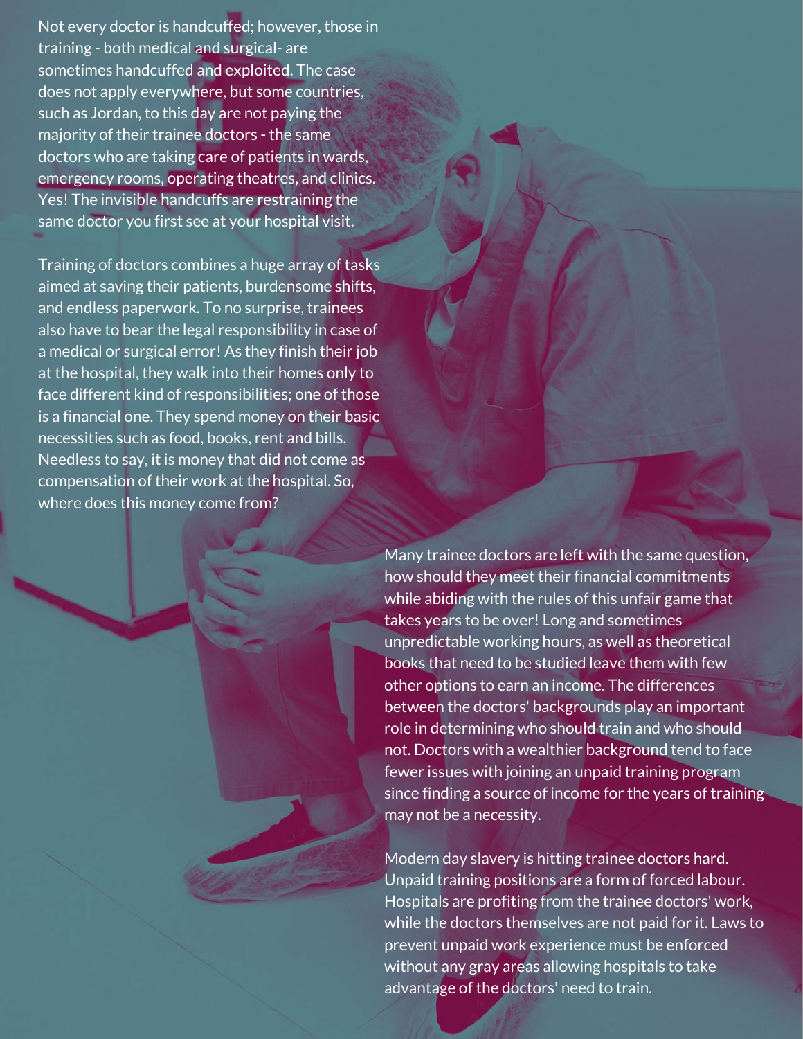Not every doctor is handcuffed; however, those in training - both medical and surgical- are sometimes handcuffed and exploited. The case does not apply everywhere, but some countries, such as Jordan, to this day are not paying the majority of their trainee doctors - the same doctors who are taking care of patients in wards, emergency rooms, operating theatres, and clinics. Yes! The invisible handcuffs are restraining the same doctor you first see at your hospital visit.

Training of doctors combines a huge array of tasks aimed at saving their patients, burdensome shifts, and endless paperwork. To no surprise, trainees also have to bear the legal responsibility in case of a medical or surgical error! As they finish their job at the hospital, they walk into their homes only to face different kind of responsibilities; one of those is a financial one. They spend money on their basic necessities such as food, books, rent and bills. Needless to say, it is money that did not come as compensation of their work at the hospital. So, where does this money come from?

Many trainee doctors are left with the same question, how should they meet their financial commitments while abiding with the rules of this unfair game that takes years to be over! Long and sometimes unpredictable working hours, as well as theoretical books that need to be studied leave them with few other options to earn an income. The differences between the doctors' backgrounds play an important role in determining who should train and who should not. Doctors with a wealthier background tend to face fewer issues with joining an unpaid training program since finding a source of income for the years of training may not be a necessity.

Modern day slavery is hitting trainee doctors hard. Unpaid training positions are a form of forced labour. Hospitals are profiting from the trainee doctors' work, while the doctors themselves are not paid for it. Laws to prevent unpaid work experience must be enforced without any gray areas allowing hospitals to take advantage of the doctors' need to train.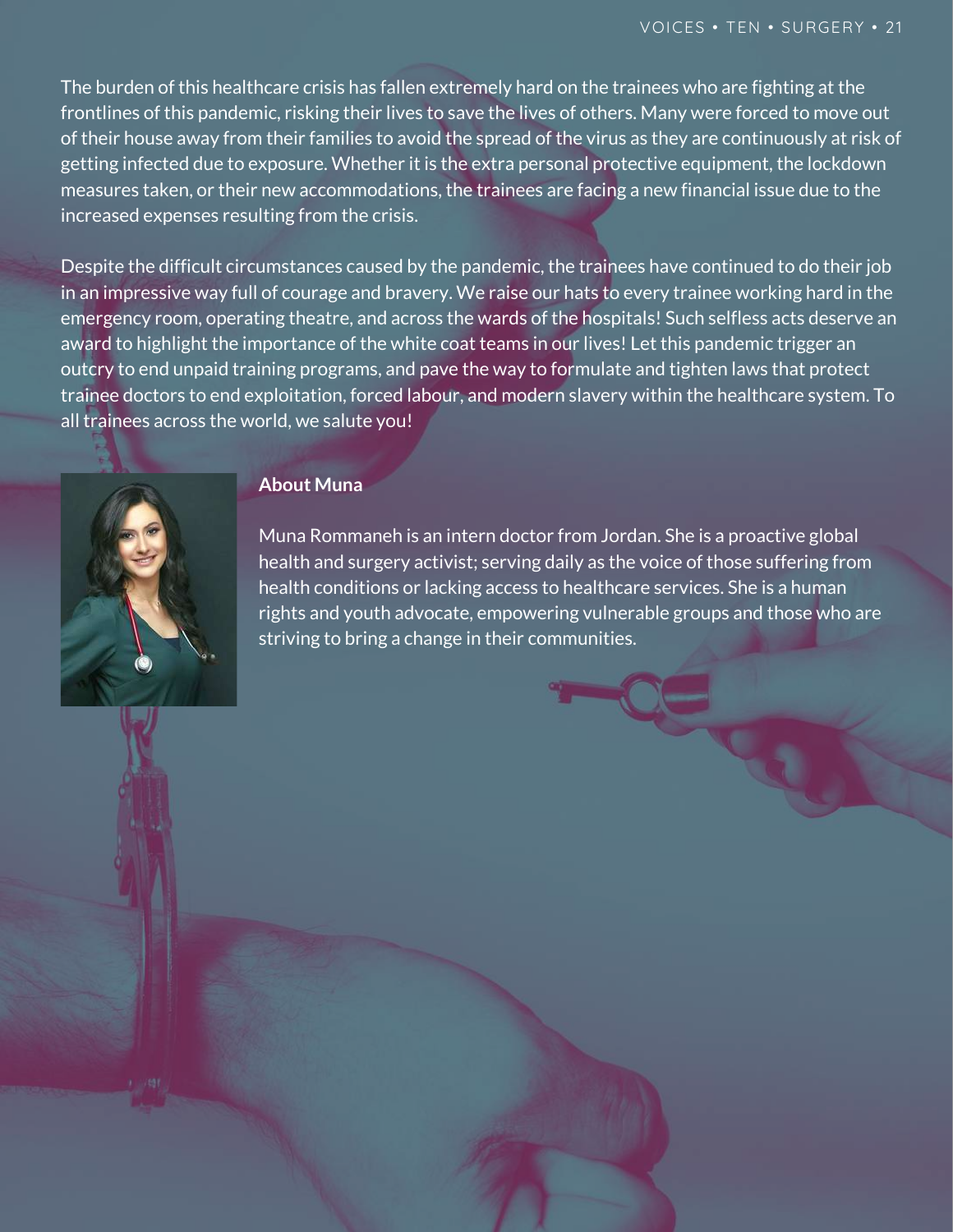The burden of this healthcare crisis has fallen extremely hard on the trainees who are fighting at the frontlines of this pandemic, risking their lives to save the lives of others. Many were forced to move out of their house away from their families to avoid the spread of the virus as they are continuously at risk of getting infected due to exposure. Whether it is the extra personal protective equipment, the lockdown measures taken, or their new accommodations, the trainees are facing a new financial issue due to the increased expenses resulting from the crisis.

Despite the difficult circumstances caused by the pandemic, the trainees have continued to do their job in an impressive way full of courage and bravery. We raise our hats to every trainee working hard in the emergency room, operating theatre, and across the wards of the hospitals! Such selfless acts deserve an award to highlight the importance of the white coat teams in our lives! Let this pandemic trigger an outcry to end unpaid training programs, and pave the way to formulate and tighten laws that protect trainee doctors to end exploitation, forced labour, and modern slavery within the healthcare system. To all trainees across the world, we salute you!

**About Muna**

Muna Rommaneh is an intern doctor from Jordan. She is a proactive global health and surgery activist; serving daily as the voice of those suffering from health conditions or lacking access to healthcare services. She is a human rights and youth advocate, empowering vulnerable groups and those who are striving to bring a change in their communities.